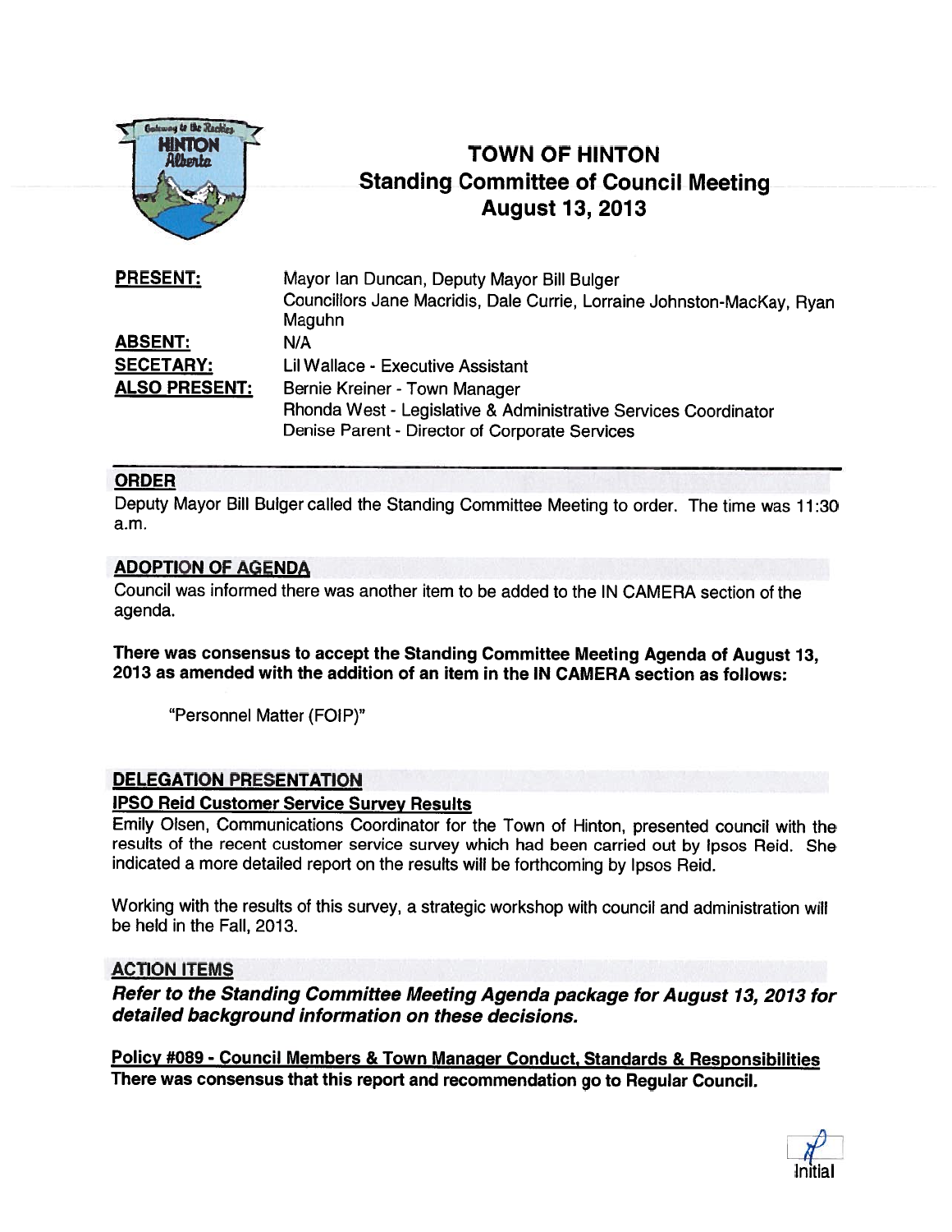# TOWN OF HINTON
## Standing Committee of Council Meeting
## August 13, 2013

| | |
|---|---|
| **PRESENT:** | Mayor Ian Duncan, Deputy Mayor Bill Bulger<br>Councillors Jane Macridis, Dale Currie, Lorraine Johnston-MacKay, Ryan Maguhn |
| **ABSENT:** | N/A |
| **SECETARY:** | Lil Wallace - Executive Assistant |
| **ALSO PRESENT:** | Bernie Kreiner - Town Manager<br>Rhonda West - Legislative & Administrative Services Coordinator<br>Denise Parent - Director of Corporate Services |

### ORDER

Deputy Mayor Bill Bulger called the Standing Committee Meeting to order. The time was 11:30 a.m.

### ADOPTION OF AGENDA

Council was informed there was another item to be added to the IN CAMERA section of the agenda.

**There was consensus to accept the Standing Committee Meeting Agenda of August 13, 2013 as amended with the addition of an item in the IN CAMERA section as follows:**

"Personnel Matter (FOIP)"

### DELEGATION PRESENTATION

**IPSO Reid Customer Service Survey Results**

Emily Olsen, Communications Coordinator for the Town of Hinton, presented council with the results of the recent customer service survey which had been carried out by Ipsos Reid. She indicated a more detailed report on the results will be forthcoming by Ipsos Reid.

Working with the results of this survey, a strategic workshop with council and administration will be held in the Fall, 2013.

### ACTION ITEMS

***Refer to the Standing Committee Meeting Agenda package for August 13, 2013 for detailed background information on these decisions.***

**Policy #089 - Council Members & Town Manager Conduct, Standards & Responsibilities**

**There was consensus that this report and recommendation go to Regular Council.**

Initial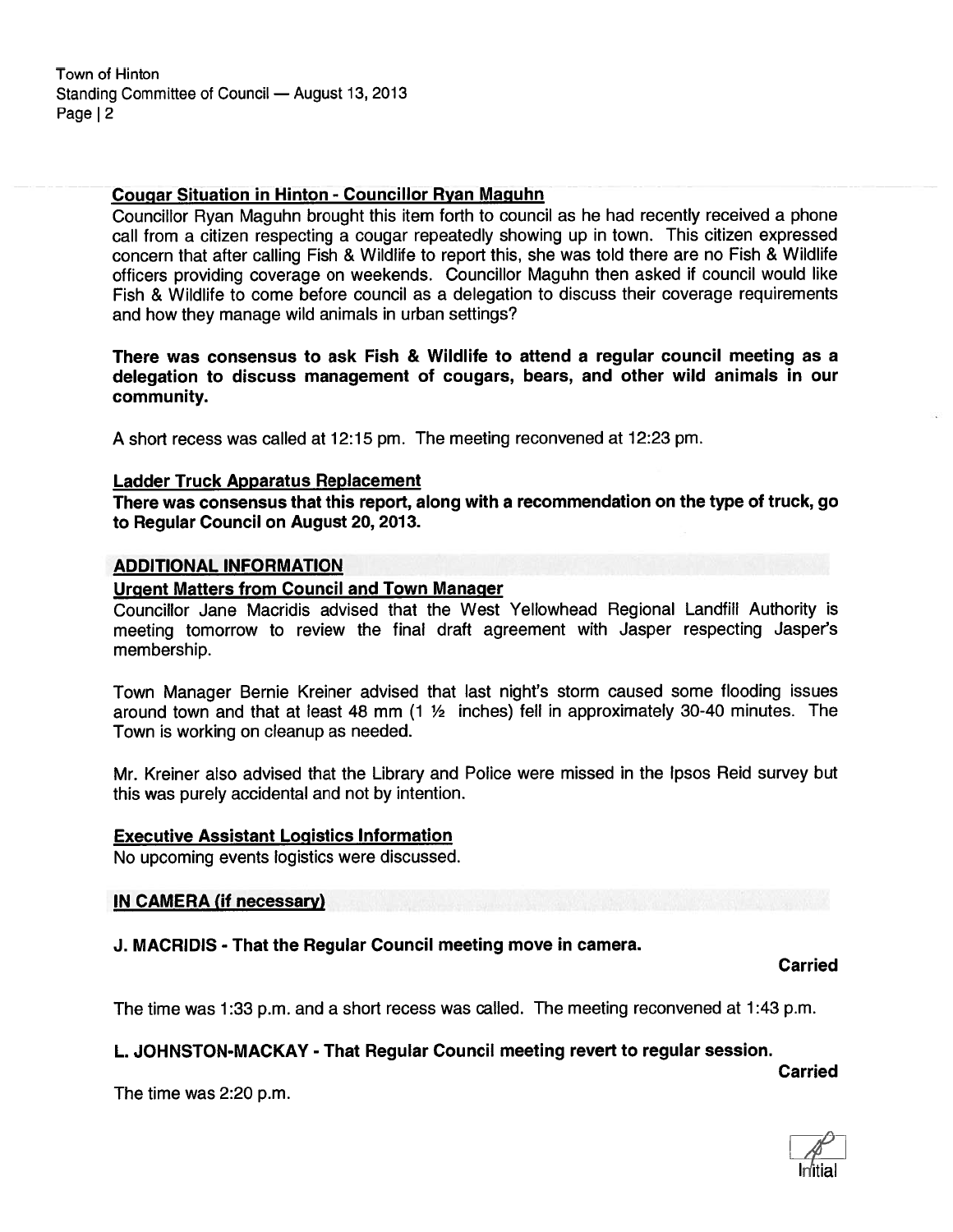#### Cougar Situation in Hinton - Councillor Ryan Maguhn

Councillor Ryan Maguhn brought this item forth to council as he had recently received a phone call from a citizen respecting a cougar repeatedly showing up in town. This citizen expressed concern that after calling Fish & Wildlife to report this, she was told there are no Fish & Wildlife officers providing coverage on weekends. Councillor Maguhn then asked if council would like Fish & Wildlife to come before council as a delegation to discuss their coverage requirements and how they manage wild animals in urban settings?

**There was consensus to ask Fish & Wildlife to attend a regular council meeting as a delegation to discuss management of cougars, bears, and other wild animals in our community.**

A short recess was called at 12:15 pm. The meeting reconvened at 12:23 pm.

#### Ladder Truck Apparatus Replacement

**There was consensus that this report, along with a recommendation on the type of truck, go to Regular Council on August 20, 2013.**

## ADDITIONAL INFORMATION

#### Urgent Matters from Council and Town Manager

Councillor Jane Macridis advised that the West Yellowhead Regional Landfill Authority is meeting tomorrow to review the final draft agreement with Jasper respecting Jasper's membership.

Town Manager Bernie Kreiner advised that last night's storm caused some flooding issues around town and that at least 48 mm (1 ½ inches) fell in approximately 30-40 minutes. The Town is working on cleanup as needed.

Mr. Kreiner also advised that the Library and Police were missed in the Ipsos Reid survey but this was purely accidental and not by intention.

#### Executive Assistant Logistics Information

No upcoming events logistics were discussed.

## IN CAMERA (if necessary)

**J. MACRIDIS - That the Regular Council meeting move in camera.**

**Carried**

The time was 1:33 p.m. and a short recess was called. The meeting reconvened at 1:43 p.m.

**L. JOHNSTON-MACKAY - That Regular Council meeting revert to regular session.**

**Carried**

The time was 2:20 p.m.

Initial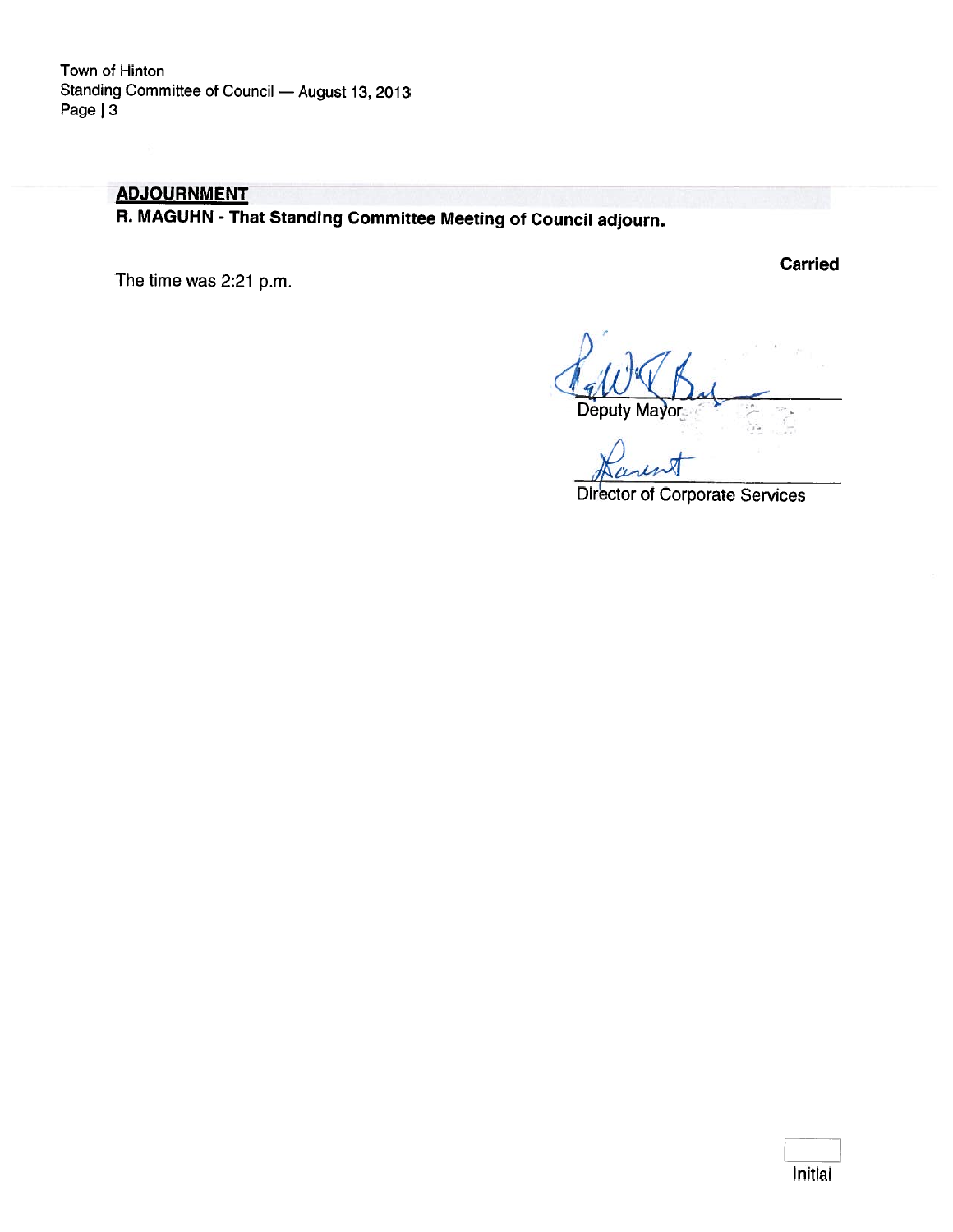## ADJOURNMENT

**R. MAGUHN - That Standing Committee Meeting of Council adjourn.**

**Carried**

The time was 2:21 p.m.

Deputy Mayor

Director of Corporate Services

Initial